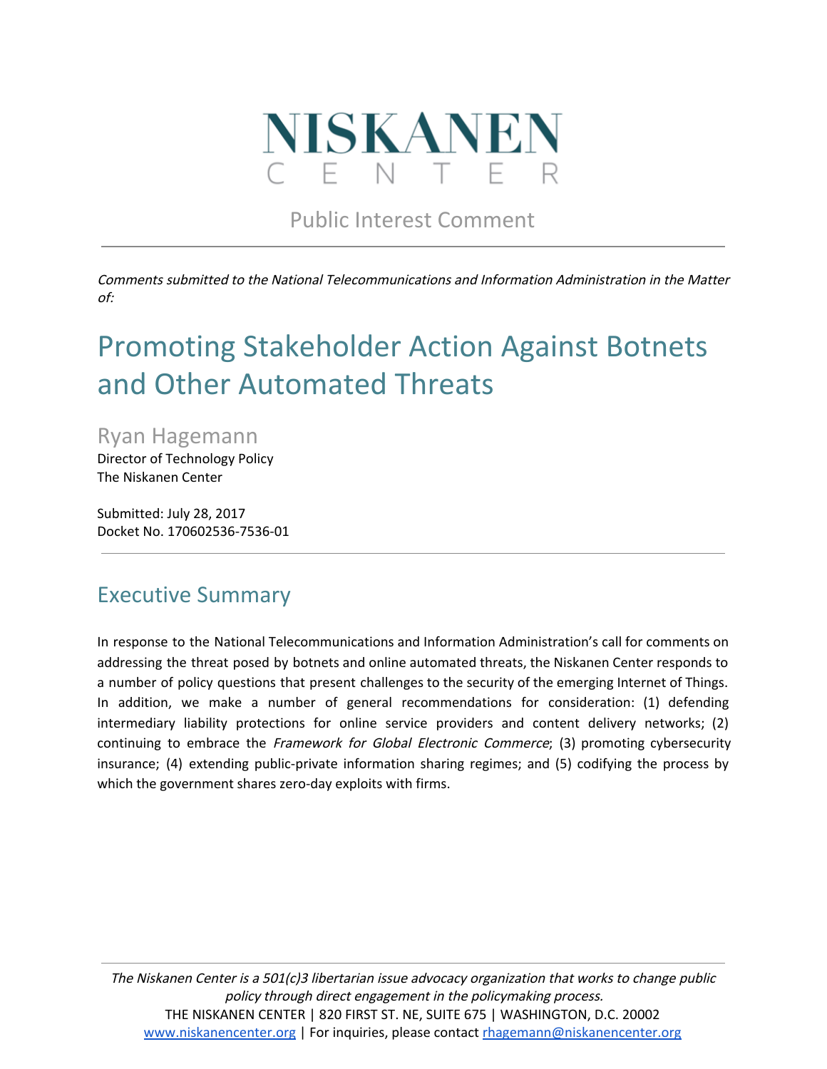# NISKANEN CENTER

Public Interest Comment

---

*Comments submitted to the National Telecommunications and Information Administration in the Matter of:*

# Promoting Stakeholder Action Against Botnets and Other Automated Threats

Ryan Hagemann
Director of Technology Policy
The Niskanen Center

Submitted: July 28, 2017
Docket No. 170602536-7536-01

---

## Executive Summary

In response to the National Telecommunications and Information Administration's call for comments on addressing the threat posed by botnets and online automated threats, the Niskanen Center responds to a number of policy questions that present challenges to the security of the emerging Internet of Things. In addition, we make a number of general recommendations for consideration: (1) defending intermediary liability protections for online service providers and content delivery networks; (2) continuing to embrace the *Framework for Global Electronic Commerce*; (3) promoting cybersecurity insurance; (4) extending public-private information sharing regimes; and (5) codifying the process by which the government shares zero-day exploits with firms.

---

*The Niskanen Center is a 501(c)3 libertarian issue advocacy organization that works to change public policy through direct engagement in the policymaking process.*
THE NISKANEN CENTER | 820 FIRST ST. NE, SUITE 675 | WASHINGTON, D.C. 20002
www.niskanencenter.org | For inquiries, please contact rhagemann@niskanencenter.org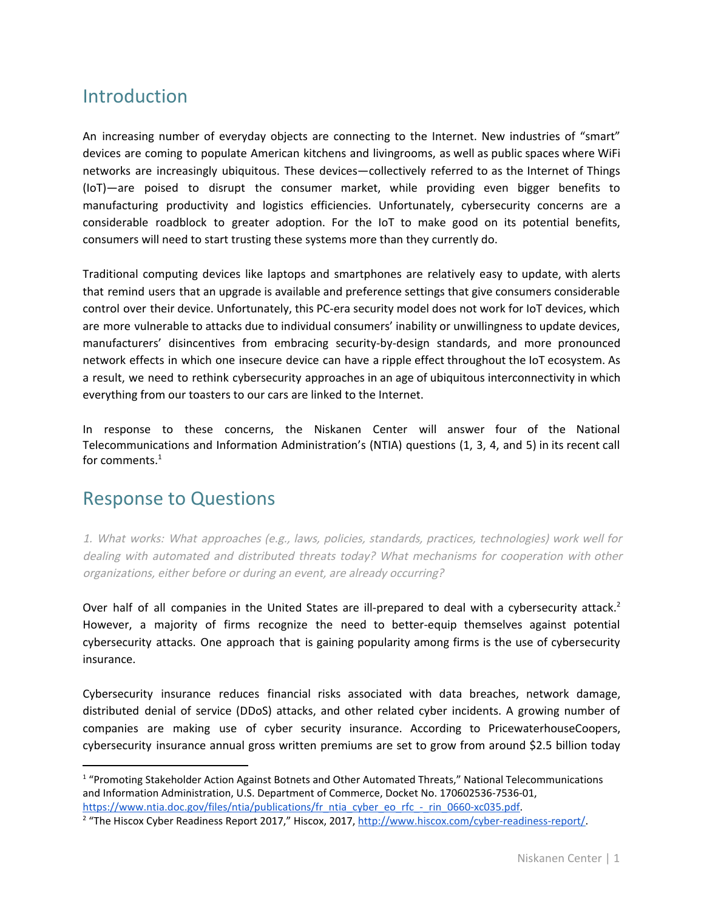## Introduction

An increasing number of everyday objects are connecting to the Internet. New industries of "smart" devices are coming to populate American kitchens and livingrooms, as well as public spaces where WiFi networks are increasingly ubiquitous. These devices—collectively referred to as the Internet of Things (IoT)—are poised to disrupt the consumer market, while providing even bigger benefits to manufacturing productivity and logistics efficiencies. Unfortunately, cybersecurity concerns are a considerable roadblock to greater adoption. For the IoT to make good on its potential benefits, consumers will need to start trusting these systems more than they currently do.

Traditional computing devices like laptops and smartphones are relatively easy to update, with alerts that remind users that an upgrade is available and preference settings that give consumers considerable control over their device. Unfortunately, this PC-era security model does not work for IoT devices, which are more vulnerable to attacks due to individual consumers' inability or unwillingness to update devices, manufacturers' disincentives from embracing security-by-design standards, and more pronounced network effects in which one insecure device can have a ripple effect throughout the IoT ecosystem. As a result, we need to rethink cybersecurity approaches in an age of ubiquitous interconnectivity in which everything from our toasters to our cars are linked to the Internet.

In response to these concerns, the Niskanen Center will answer four of the National Telecommunications and Information Administration's (NTIA) questions (1, 3, 4, and 5) in its recent call for comments.[1]

## Response to Questions

*1. What works: What approaches (e.g., laws, policies, standards, practices, technologies) work well for dealing with automated and distributed threats today? What mechanisms for cooperation with other organizations, either before or during an event, are already occurring?*

Over half of all companies in the United States are ill-prepared to deal with a cybersecurity attack.[2] However, a majority of firms recognize the need to better-equip themselves against potential cybersecurity attacks. One approach that is gaining popularity among firms is the use of cybersecurity insurance.

Cybersecurity insurance reduces financial risks associated with data breaches, network damage, distributed denial of service (DDoS) attacks, and other related cyber incidents. A growing number of companies are making use of cyber security insurance. According to PricewaterhouseCoopers, cybersecurity insurance annual gross written premiums are set to grow from around $2.5 billion today

---

[1] "Promoting Stakeholder Action Against Botnets and Other Automated Threats," National Telecommunications and Information Administration, U.S. Department of Commerce, Docket No. 170602536-7536-01, https://www.ntia.doc.gov/files/ntia/publications/fr_ntia_cyber_eo_rfc_-_rin_0660-xc035.pdf.

[2] "The Hiscox Cyber Readiness Report 2017," Hiscox, 2017, http://www.hiscox.com/cyber-readiness-report/.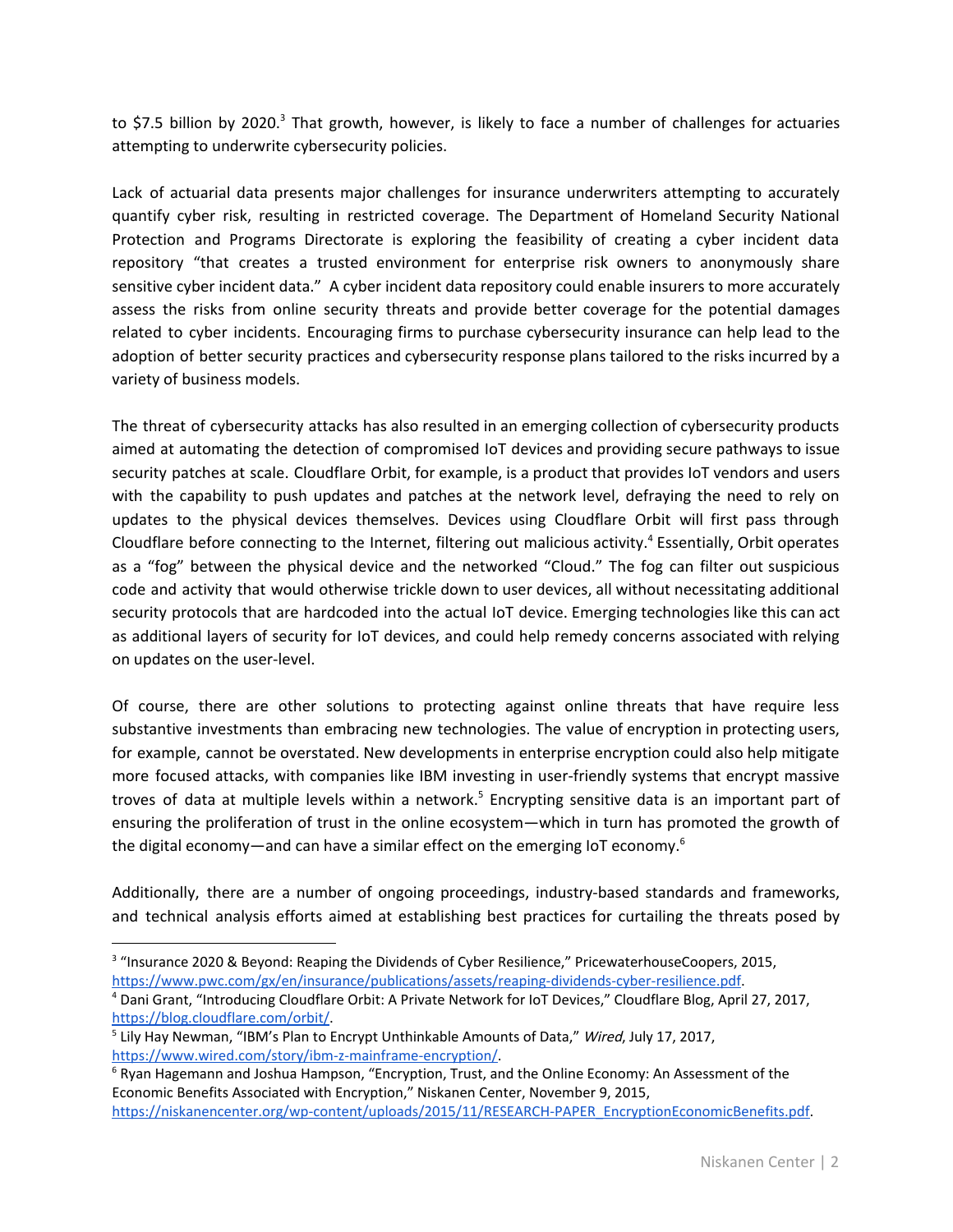to $7.5 billion by 2020.[3] That growth, however, is likely to face a number of challenges for actuaries attempting to underwrite cybersecurity policies.

Lack of actuarial data presents major challenges for insurance underwriters attempting to accurately quantify cyber risk, resulting in restricted coverage. The Department of Homeland Security National Protection and Programs Directorate is exploring the feasibility of creating a cyber incident data repository "that creates a trusted environment for enterprise risk owners to anonymously share sensitive cyber incident data." A cyber incident data repository could enable insurers to more accurately assess the risks from online security threats and provide better coverage for the potential damages related to cyber incidents. Encouraging firms to purchase cybersecurity insurance can help lead to the adoption of better security practices and cybersecurity response plans tailored to the risks incurred by a variety of business models.

The threat of cybersecurity attacks has also resulted in an emerging collection of cybersecurity products aimed at automating the detection of compromised IoT devices and providing secure pathways to issue security patches at scale. Cloudflare Orbit, for example, is a product that provides IoT vendors and users with the capability to push updates and patches at the network level, defraying the need to rely on updates to the physical devices themselves. Devices using Cloudflare Orbit will first pass through Cloudflare before connecting to the Internet, filtering out malicious activity.[4] Essentially, Orbit operates as a "fog" between the physical device and the networked "Cloud." The fog can filter out suspicious code and activity that would otherwise trickle down to user devices, all without necessitating additional security protocols that are hardcoded into the actual IoT device. Emerging technologies like this can act as additional layers of security for IoT devices, and could help remedy concerns associated with relying on updates on the user-level.

Of course, there are other solutions to protecting against online threats that have require less substantive investments than embracing new technologies. The value of encryption in protecting users, for example, cannot be overstated. New developments in enterprise encryption could also help mitigate more focused attacks, with companies like IBM investing in user-friendly systems that encrypt massive troves of data at multiple levels within a network.[5] Encrypting sensitive data is an important part of ensuring the proliferation of trust in the online ecosystem—which in turn has promoted the growth of the digital economy—and can have a similar effect on the emerging IoT economy.[6]

Additionally, there are a number of ongoing proceedings, industry-based standards and frameworks, and technical analysis efforts aimed at establishing best practices for curtailing the threats posed by

---

[3] "Insurance 2020 & Beyond: Reaping the Dividends of Cyber Resilience," PricewaterhouseCoopers, 2015, https://www.pwc.com/gx/en/insurance/publications/assets/reaping-dividends-cyber-resilience.pdf.

[4] Dani Grant, "Introducing Cloudflare Orbit: A Private Network for IoT Devices," Cloudflare Blog, April 27, 2017, https://blog.cloudflare.com/orbit/.

[5] Lily Hay Newman, "IBM's Plan to Encrypt Unthinkable Amounts of Data," *Wired*, July 17, 2017, https://www.wired.com/story/ibm-z-mainframe-encryption/.

[6] Ryan Hagemann and Joshua Hampson, "Encryption, Trust, and the Online Economy: An Assessment of the Economic Benefits Associated with Encryption," Niskanen Center, November 9, 2015, https://niskanencenter.org/wp-content/uploads/2015/11/RESEARCH-PAPER_EncryptionEconomicBenefits.pdf.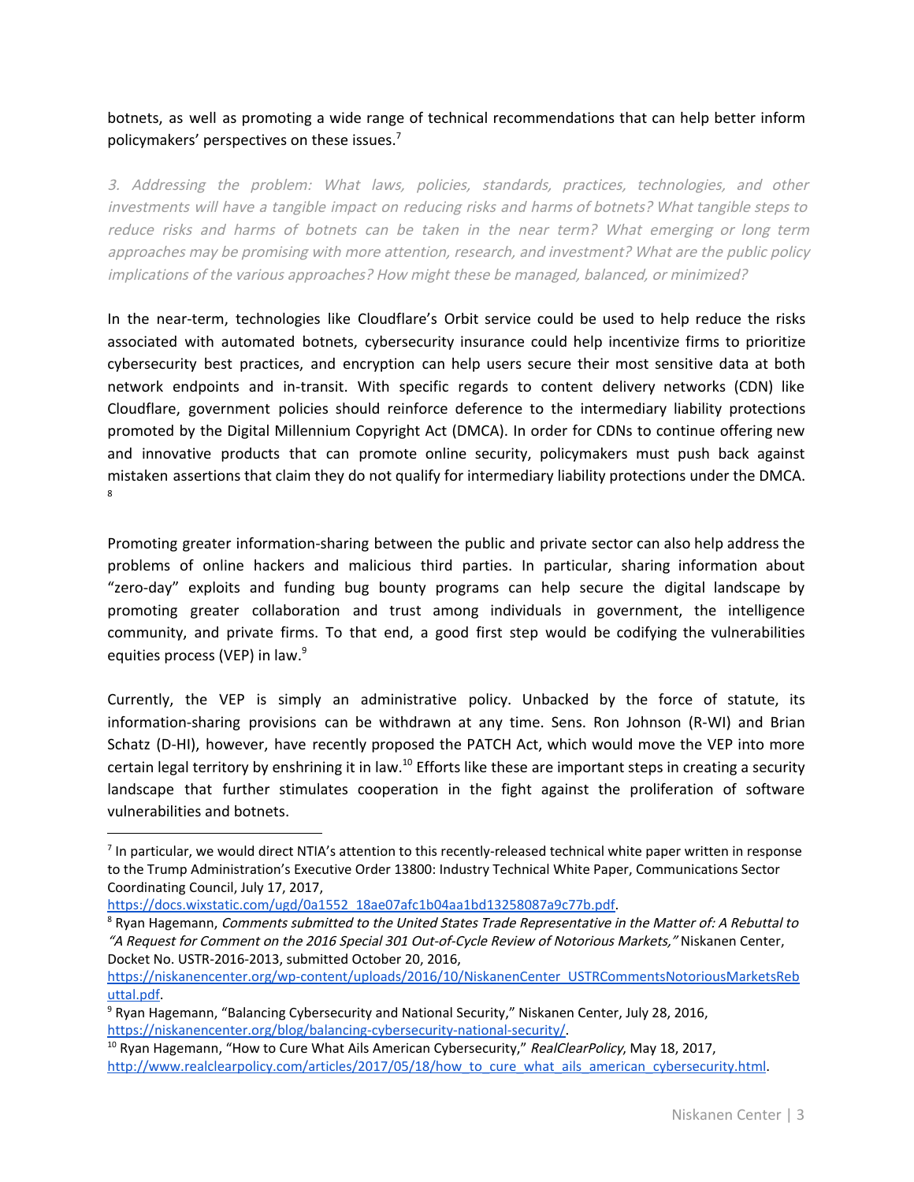botnets, as well as promoting a wide range of technical recommendations that can help better inform policymakers' perspectives on these issues.[7]

*3. Addressing the problem: What laws, policies, standards, practices, technologies, and other investments will have a tangible impact on reducing risks and harms of botnets? What tangible steps to reduce risks and harms of botnets can be taken in the near term? What emerging or long term approaches may be promising with more attention, research, and investment? What are the public policy implications of the various approaches? How might these be managed, balanced, or minimized?*

In the near-term, technologies like Cloudflare's Orbit service could be used to help reduce the risks associated with automated botnets, cybersecurity insurance could help incentivize firms to prioritize cybersecurity best practices, and encryption can help users secure their most sensitive data at both network endpoints and in-transit. With specific regards to content delivery networks (CDN) like Cloudflare, government policies should reinforce deference to the intermediary liability protections promoted by the Digital Millennium Copyright Act (DMCA). In order for CDNs to continue offering new and innovative products that can promote online security, policymakers must push back against mistaken assertions that claim they do not qualify for intermediary liability protections under the DMCA.[8]

Promoting greater information-sharing between the public and private sector can also help address the problems of online hackers and malicious third parties. In particular, sharing information about "zero-day" exploits and funding bug bounty programs can help secure the digital landscape by promoting greater collaboration and trust among individuals in government, the intelligence community, and private firms. To that end, a good first step would be codifying the vulnerabilities equities process (VEP) in law.[9]

Currently, the VEP is simply an administrative policy. Unbacked by the force of statute, its information-sharing provisions can be withdrawn at any time. Sens. Ron Johnson (R-WI) and Brian Schatz (D-HI), however, have recently proposed the PATCH Act, which would move the VEP into more certain legal territory by enshrining it in law.[10] Efforts like these are important steps in creating a security landscape that further stimulates cooperation in the fight against the proliferation of software vulnerabilities and botnets.

---

[7] In particular, we would direct NTIA's attention to this recently-released technical white paper written in response to the Trump Administration's Executive Order 13800: Industry Technical White Paper, Communications Sector Coordinating Council, July 17, 2017, https://docs.wixstatic.com/ugd/0a1552_18ae07afc1b04aa1bd13258087a9c77b.pdf.

[8] Ryan Hagemann, *Comments submitted to the United States Trade Representative in the Matter of: A Rebuttal to "A Request for Comment on the 2016 Special 301 Out-of-Cycle Review of Notorious Markets,"* Niskanen Center, Docket No. USTR-2016-2013, submitted October 20, 2016, https://niskanencenter.org/wp-content/uploads/2016/10/NiskanenCenter_USTRCommentsNotoriousMarketsRebuttal.pdf.

[9] Ryan Hagemann, "Balancing Cybersecurity and National Security," Niskanen Center, July 28, 2016, https://niskanencenter.org/blog/balancing-cybersecurity-national-security/.

[10] Ryan Hagemann, "How to Cure What Ails American Cybersecurity," *RealClearPolicy*, May 18, 2017, http://www.realclearpolicy.com/articles/2017/05/18/how_to_cure_what_ails_american_cybersecurity.html.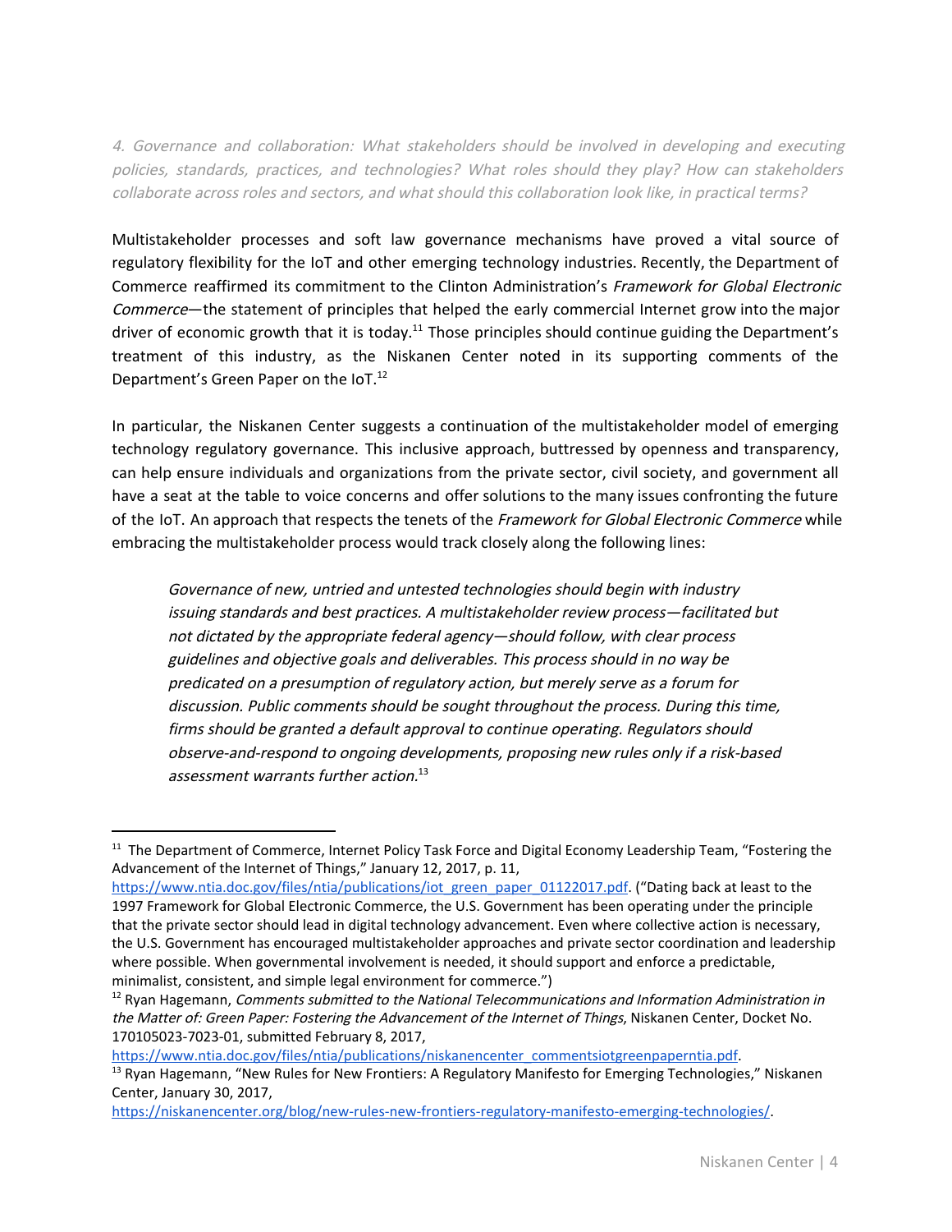*4. Governance and collaboration: What stakeholders should be involved in developing and executing policies, standards, practices, and technologies? What roles should they play? How can stakeholders collaborate across roles and sectors, and what should this collaboration look like, in practical terms?*

Multistakeholder processes and soft law governance mechanisms have proved a vital source of regulatory flexibility for the IoT and other emerging technology industries. Recently, the Department of Commerce reaffirmed its commitment to the Clinton Administration's *Framework for Global Electronic Commerce*—the statement of principles that helped the early commercial Internet grow into the major driver of economic growth that it is today.[11] Those principles should continue guiding the Department's treatment of this industry, as the Niskanen Center noted in its supporting comments of the Department's Green Paper on the IoT.[12]

In particular, the Niskanen Center suggests a continuation of the multistakeholder model of emerging technology regulatory governance. This inclusive approach, buttressed by openness and transparency, can help ensure individuals and organizations from the private sector, civil society, and government all have a seat at the table to voice concerns and offer solutions to the many issues confronting the future of the IoT. An approach that respects the tenets of the *Framework for Global Electronic Commerce* while embracing the multistakeholder process would track closely along the following lines:

> *Governance of new, untried and untested technologies should begin with industry issuing standards and best practices. A multistakeholder review process—facilitated but not dictated by the appropriate federal agency—should follow, with clear process guidelines and objective goals and deliverables. This process should in no way be predicated on a presumption of regulatory action, but merely serve as a forum for discussion. Public comments should be sought throughout the process. During this time, firms should be granted a default approval to continue operating. Regulators should observe-and-respond to ongoing developments, proposing new rules only if a risk-based assessment warrants further action.*[13]

---

[11] The Department of Commerce, Internet Policy Task Force and Digital Economy Leadership Team, "Fostering the Advancement of the Internet of Things," January 12, 2017, p. 11, https://www.ntia.doc.gov/files/ntia/publications/iot_green_paper_01122017.pdf. ("Dating back at least to the 1997 Framework for Global Electronic Commerce, the U.S. Government has been operating under the principle that the private sector should lead in digital technology advancement. Even where collective action is necessary, the U.S. Government has encouraged multistakeholder approaches and private sector coordination and leadership where possible. When governmental involvement is needed, it should support and enforce a predictable, minimalist, consistent, and simple legal environment for commerce.")

[12] Ryan Hagemann, *Comments submitted to the National Telecommunications and Information Administration in the Matter of: Green Paper: Fostering the Advancement of the Internet of Things*, Niskanen Center, Docket No. 170105023-7023-01, submitted February 8, 2017, https://www.ntia.doc.gov/files/ntia/publications/niskanencenter_commentsiotgreenpaperntia.pdf.

[13] Ryan Hagemann, "New Rules for New Frontiers: A Regulatory Manifesto for Emerging Technologies," Niskanen Center, January 30, 2017, https://niskanencenter.org/blog/new-rules-new-frontiers-regulatory-manifesto-emerging-technologies/.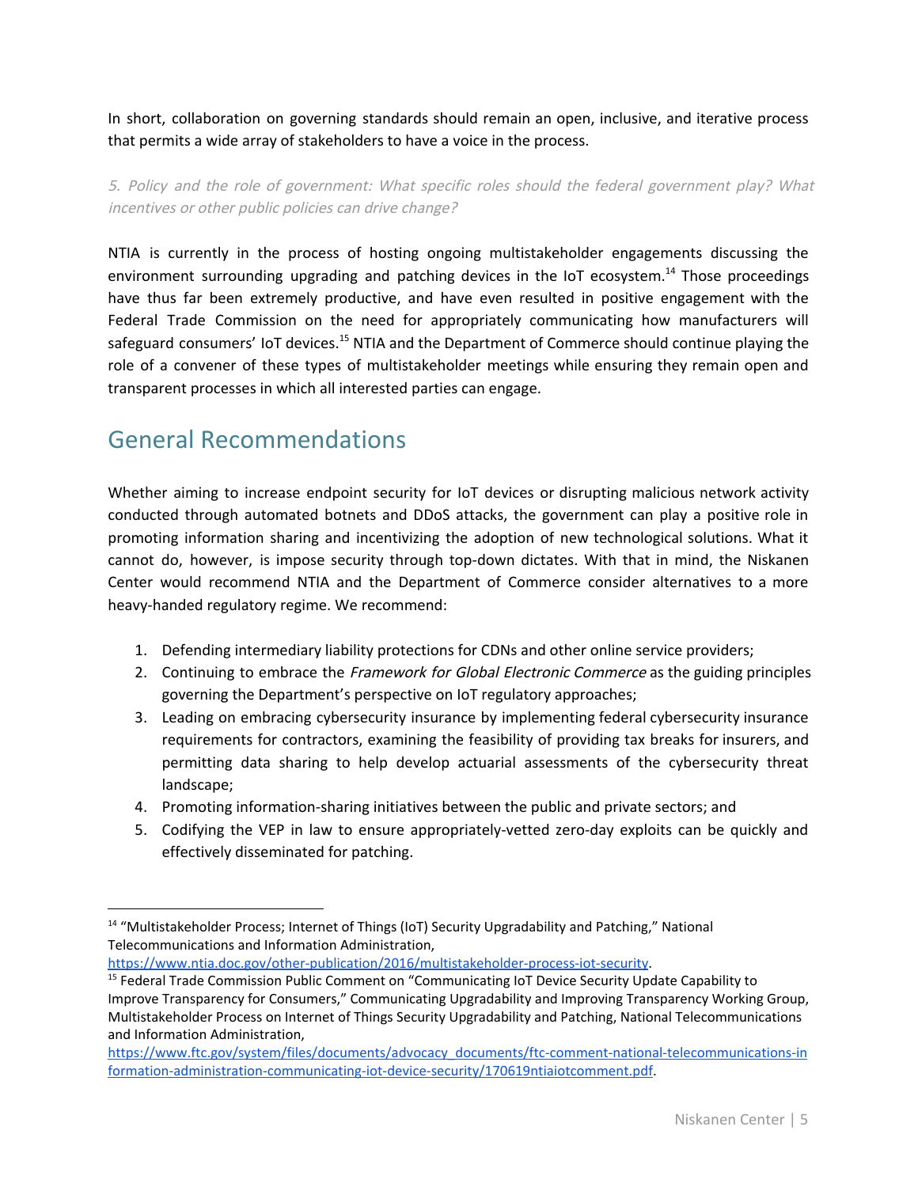In short, collaboration on governing standards should remain an open, inclusive, and iterative process that permits a wide array of stakeholders to have a voice in the process.

*5. Policy and the role of government: What specific roles should the federal government play? What incentives or other public policies can drive change?*

NTIA is currently in the process of hosting ongoing multistakeholder engagements discussing the environment surrounding upgrading and patching devices in the IoT ecosystem.[14] Those proceedings have thus far been extremely productive, and have even resulted in positive engagement with the Federal Trade Commission on the need for appropriately communicating how manufacturers will safeguard consumers' IoT devices.[15] NTIA and the Department of Commerce should continue playing the role of a convener of these types of multistakeholder meetings while ensuring they remain open and transparent processes in which all interested parties can engage.

## General Recommendations

Whether aiming to increase endpoint security for IoT devices or disrupting malicious network activity conducted through automated botnets and DDoS attacks, the government can play a positive role in promoting information sharing and incentivizing the adoption of new technological solutions. What it cannot do, however, is impose security through top-down dictates. With that in mind, the Niskanen Center would recommend NTIA and the Department of Commerce consider alternatives to a more heavy-handed regulatory regime. We recommend:

1. Defending intermediary liability protections for CDNs and other online service providers;
2. Continuing to embrace the *Framework for Global Electronic Commerce* as the guiding principles governing the Department's perspective on IoT regulatory approaches;
3. Leading on embracing cybersecurity insurance by implementing federal cybersecurity insurance requirements for contractors, examining the feasibility of providing tax breaks for insurers, and permitting data sharing to help develop actuarial assessments of the cybersecurity threat landscape;
4. Promoting information-sharing initiatives between the public and private sectors; and
5. Codifying the VEP in law to ensure appropriately-vetted zero-day exploits can be quickly and effectively disseminated for patching.

---

[14] "Multistakeholder Process; Internet of Things (IoT) Security Upgradability and Patching," National Telecommunications and Information Administration, https://www.ntia.doc.gov/other-publication/2016/multistakeholder-process-iot-security.

[15] Federal Trade Commission Public Comment on "Communicating IoT Device Security Update Capability to Improve Transparency for Consumers," Communicating Upgradability and Improving Transparency Working Group, Multistakeholder Process on Internet of Things Security Upgradability and Patching, National Telecommunications and Information Administration, https://www.ftc.gov/system/files/documents/advocacy_documents/ftc-comment-national-telecommunications-information-administration-communicating-iot-device-security/170619ntiaiotcomment.pdf.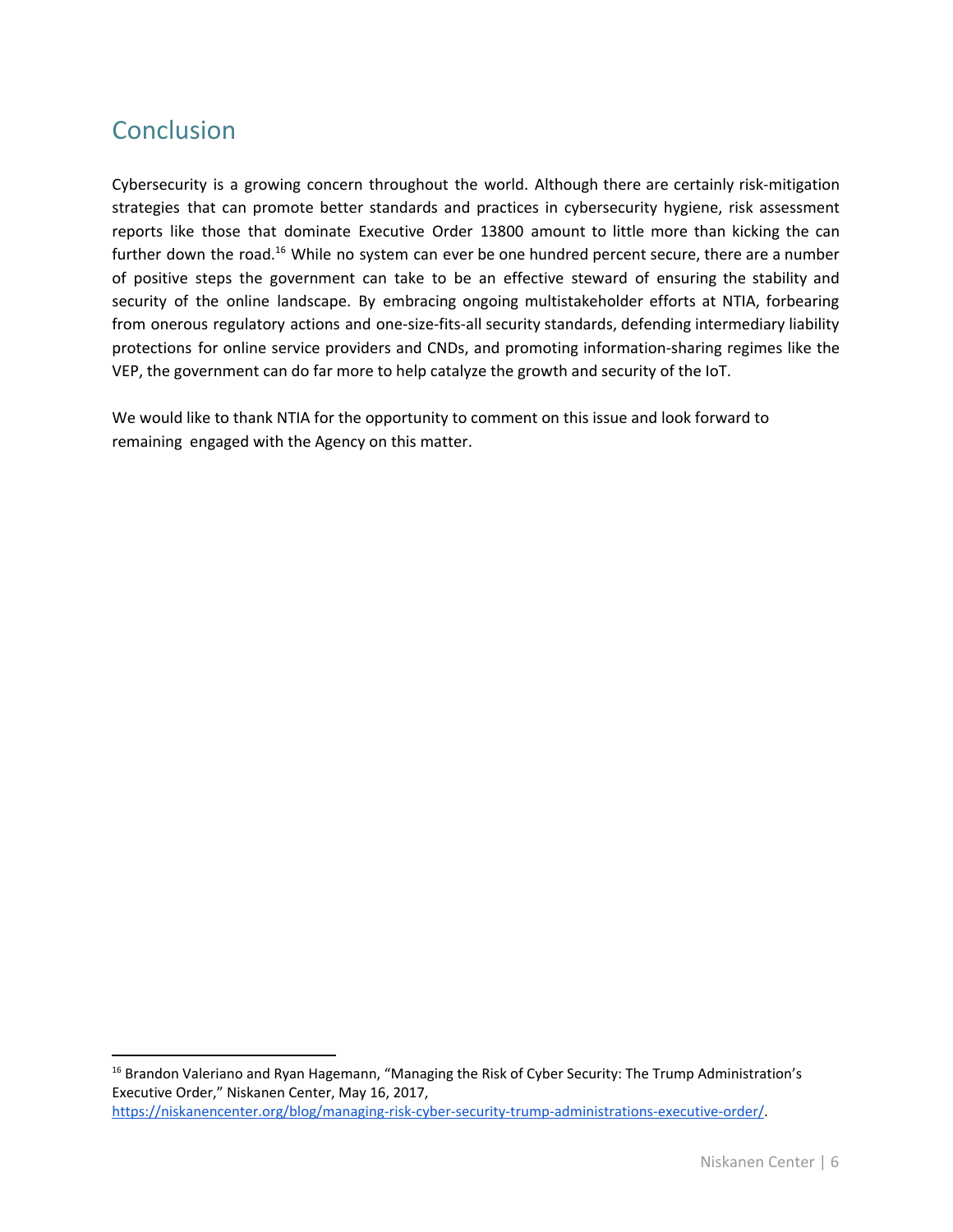## Conclusion

Cybersecurity is a growing concern throughout the world. Although there are certainly risk-mitigation strategies that can promote better standards and practices in cybersecurity hygiene, risk assessment reports like those that dominate Executive Order 13800 amount to little more than kicking the can further down the road.[16] While no system can ever be one hundred percent secure, there are a number of positive steps the government can take to be an effective steward of ensuring the stability and security of the online landscape. By embracing ongoing multistakeholder efforts at NTIA, forbearing from onerous regulatory actions and one-size-fits-all security standards, defending intermediary liability protections for online service providers and CNDs, and promoting information-sharing regimes like the VEP, the government can do far more to help catalyze the growth and security of the IoT.

We would like to thank NTIA for the opportunity to comment on this issue and look forward to remaining engaged with the Agency on this matter.

---

[16] Brandon Valeriano and Ryan Hagemann, "Managing the Risk of Cyber Security: The Trump Administration's Executive Order," Niskanen Center, May 16, 2017, https://niskanencenter.org/blog/managing-risk-cyber-security-trump-administrations-executive-order/.